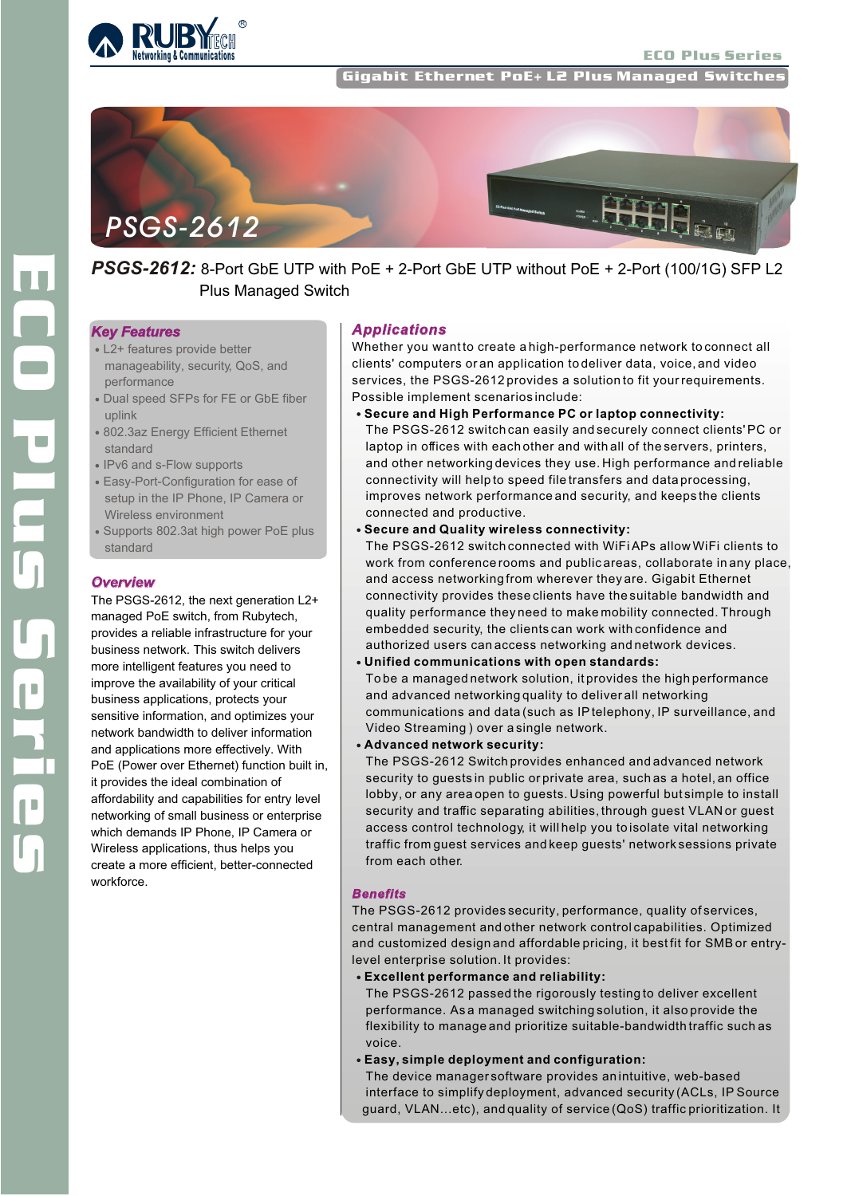ECO Plus Series

Gigabit Ethernet PoE+ L2 Plus Managed Switches

PSGS-2612

# PSGS-2612: 8-Port GbE UTP with PoE + 2-Port GbE UTP without PoE + 2-Port (100/1G) SFP L2 Plus Managed Switch

## Key Features

- L2+ features provide better manageability, security, QoS, and performance
- Dual speed SFPs for FE or GbE fiber uplink
- 802.3az Energy Efficient Ethernet standard
- IPv6 and s-Flow supports
- Easy-Port-Configuration for ease of setup in the IP Phone, IP Camera or Wireless environment
- Supports 802.3at high power PoE plus standard

## Overview

The PSGS-2612, the next generation L2+ managed PoE switch, from Rubytech, provides a reliable infrastructure for your business network. This switch delivers more intelligent features you need to improve the availability of your critical business applications, protects your sensitive information, and optimizes your network bandwidth to deliver information and applications more effectively. With PoE (Power over Ethernet) function built in, it provides the ideal combination of affordability and capabilities for entry level networking of small business or enterprise which demands IP Phone, IP Camera or Wireless applications, thus helps you create a more efficient, better-connected workforce.

## Applications

Whether you want to create a high-performance network to connect all clients' computers or an application to deliver data, voice, and video services, the PSGS-2612 provides a solution to fit your requirements. Possible implement scenarios include:

- **Secure and High Performance PC or laptop connectivity:**
  The PSGS-2612 switch can easily and securely connect clients' PC or laptop in offices with each other and with all of the servers, printers, and other networking devices they use. High performance and reliable connectivity will help to speed file transfers and data processing, improves network performance and security, and keeps the clients connected and productive.
- **Secure and Quality wireless connectivity:**
  The PSGS-2612 switch connected with WiFi APs allow WiFi clients to work from conference rooms and public areas, collaborate in any place, and access networking from wherever they are. Gigabit Ethernet connectivity provides these clients have the suitable bandwidth and quality performance they need to make mobility connected. Through embedded security, the clients can work with confidence and authorized users can access networking and network devices.
- **Unified communications with open standards:**
  To be a managed network solution, it provides the high performance and advanced networking quality to deliver all networking communications and data (such as IP telephony, IP surveillance, and Video Streaming ) over a single network.
- **Advanced network security:**
  The PSGS-2612 Switch provides enhanced and advanced network security to guests in public or private area, such as a hotel, an office lobby, or any area open to guests. Using powerful but simple to install security and traffic separating abilities, through guest VLAN or guest access control technology, it will help you to isolate vital networking traffic from guest services and keep guests' network sessions private from each other.

## Benefits

The PSGS-2612 provides security, performance, quality of services, central management and other network control capabilities. Optimized and customized design and affordable pricing, it best fit for SMB or entry-level enterprise solution. It provides:

- **Excellent performance and reliability:**
  The PSGS-2612 passed the rigorously testing to deliver excellent performance. As a managed switching solution, it also provide the flexibility to manage and prioritize suitable-bandwidth traffic such as voice.
- **Easy, simple deployment and configuration:**
  The device manager software provides an intuitive, web-based interface to simplify deployment, advanced security (ACLs, IP Source guard, VLAN...etc), and quality of service (QoS) traffic prioritization. It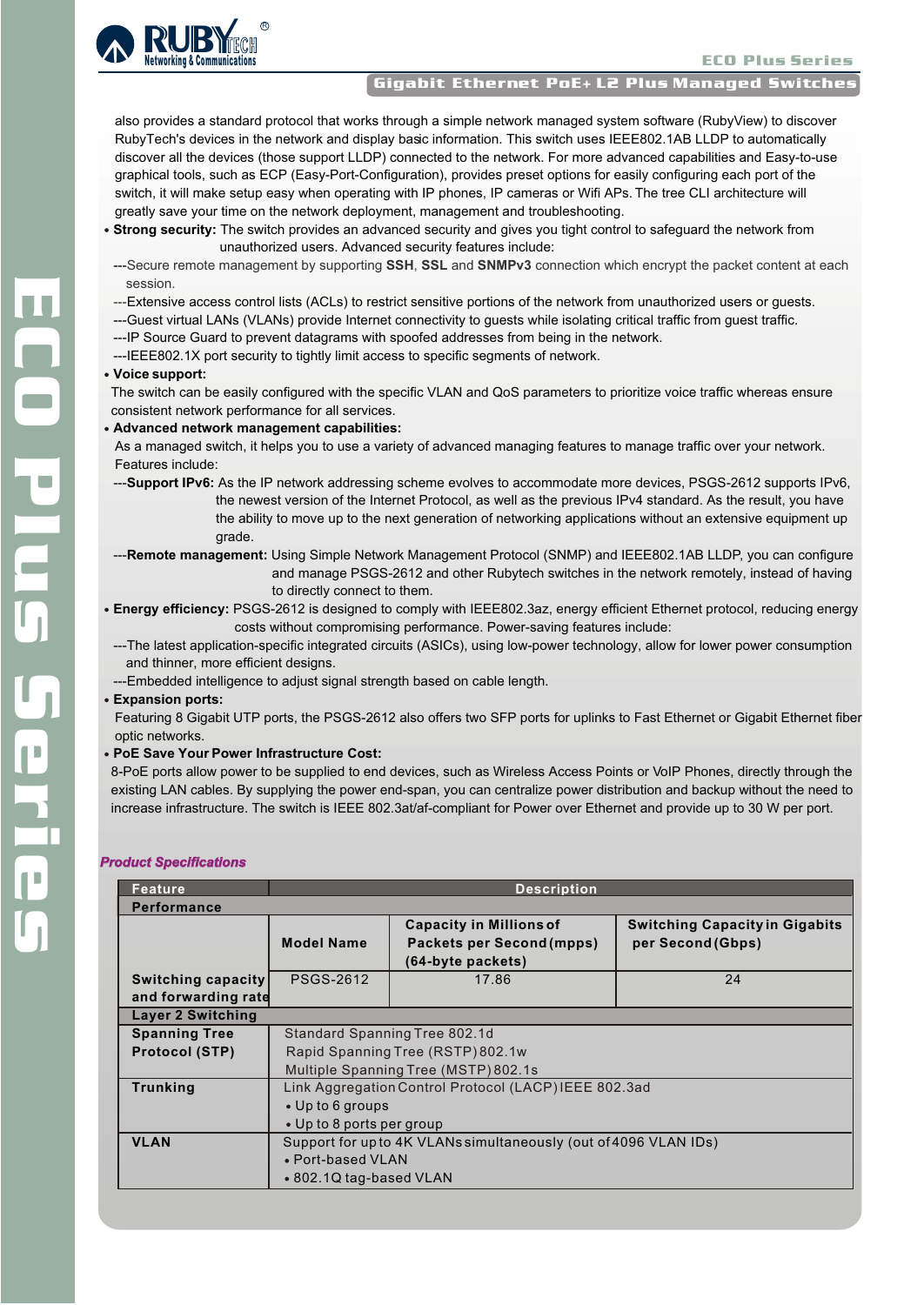also provides a standard protocol that works through a simple network managed system software (RubyView) to discover RubyTech's devices in the network and display basic information. This switch uses IEEE802.1AB LLDP to automatically discover all the devices (those support LLDP) connected to the network. For more advanced capabilities and Easy-to-use graphical tools, such as ECP (Easy-Port-Configuration), provides preset options for easily configuring each port of the switch, it will make setup easy when operating with IP phones, IP cameras or Wifi APs. The tree CLI architecture will greatly save your time on the network deployment, management and troubleshooting.

- **Strong security:** The switch provides an advanced security and gives you tight control to safeguard the network from unauthorized users. Advanced security features include:
  ---Secure remote management by supporting **SSH**, **SSL** and **SNMPv3** connection which encrypt the packet content at each session.
  ---Extensive access control lists (ACLs) to restrict sensitive portions of the network from unauthorized users or guests.
  ---Guest virtual LANs (VLANs) provide Internet connectivity to guests while isolating critical traffic from guest traffic.
  ---IP Source Guard to prevent datagrams with spoofed addresses from being in the network.
  ---IEEE802.1X port security to tightly limit access to specific segments of network.
- **Voice support:**
  The switch can be easily configured with the specific VLAN and QoS parameters to prioritize voice traffic whereas ensure consistent network performance for all services.
- **Advanced network management capabilities:**
  As a managed switch, it helps you to use a variety of advanced managing features to manage traffic over your network. Features include:
  ---**Support IPv6:** As the IP network addressing scheme evolves to accommodate more devices, PSGS-2612 supports IPv6, the newest version of the Internet Protocol, as well as the previous IPv4 standard. As the result, you have the ability to move up to the next generation of networking applications without an extensive equipment up grade.
  ---**Remote management:** Using Simple Network Management Protocol (SNMP) and IEEE802.1AB LLDP, you can configure and manage PSGS-2612 and other Rubytech switches in the network remotely, instead of having to directly connect to them.
- **Energy efficiency:** PSGS-2612 is designed to comply with IEEE802.3az, energy efficient Ethernet protocol, reducing energy costs without compromising performance. Power-saving features include:
  ---The latest application-specific integrated circuits (ASICs), using low-power technology, allow for lower power consumption and thinner, more efficient designs.
  ---Embedded intelligence to adjust signal strength based on cable length.
- **Expansion ports:**
  Featuring 8 Gigabit UTP ports, the PSGS-2612 also offers two SFP ports for uplinks to Fast Ethernet or Gigabit Ethernet fiber optic networks.
- **PoE Save Your Power Infrastructure Cost:**
  8-PoE ports allow power to be supplied to end devices, such as Wireless Access Points or VoIP Phones, directly through the existing LAN cables. By supplying the power end-span, you can centralize power distribution and backup without the need to increase infrastructure. The switch is IEEE 802.3at/af-compliant for Power over Ethernet and provide up to 30 W per port.

***Product Specifications***

| Feature | Description | | |
|---|---|---|---|
| **Performance** | | | |
| | **Model Name** | **Capacity in Millions of Packets per Second (mpps) (64-byte packets)** | **Switching Capacity in Gigabits per Second (Gbps)** |
| **Switching capacity and forwarding rate** | PSGS-2612 | 17.86 | 24 |
| **Layer 2 Switching** | | | |
| **Spanning Tree Protocol (STP)** | Standard Spanning Tree 802.1d<br>Rapid Spanning Tree (RSTP) 802.1w<br>Multiple Spanning Tree (MSTP) 802.1s | | |
| **Trunking** | Link Aggregation Control Protocol (LACP) IEEE 802.3ad<br>• Up to 6 groups<br>• Up to 8 ports per group | | |
| **VLAN** | Support for up to 4K VLANs simultaneously (out of 4096 VLAN IDs)<br>• Port-based VLAN<br>• 802.1Q tag-based VLAN | | |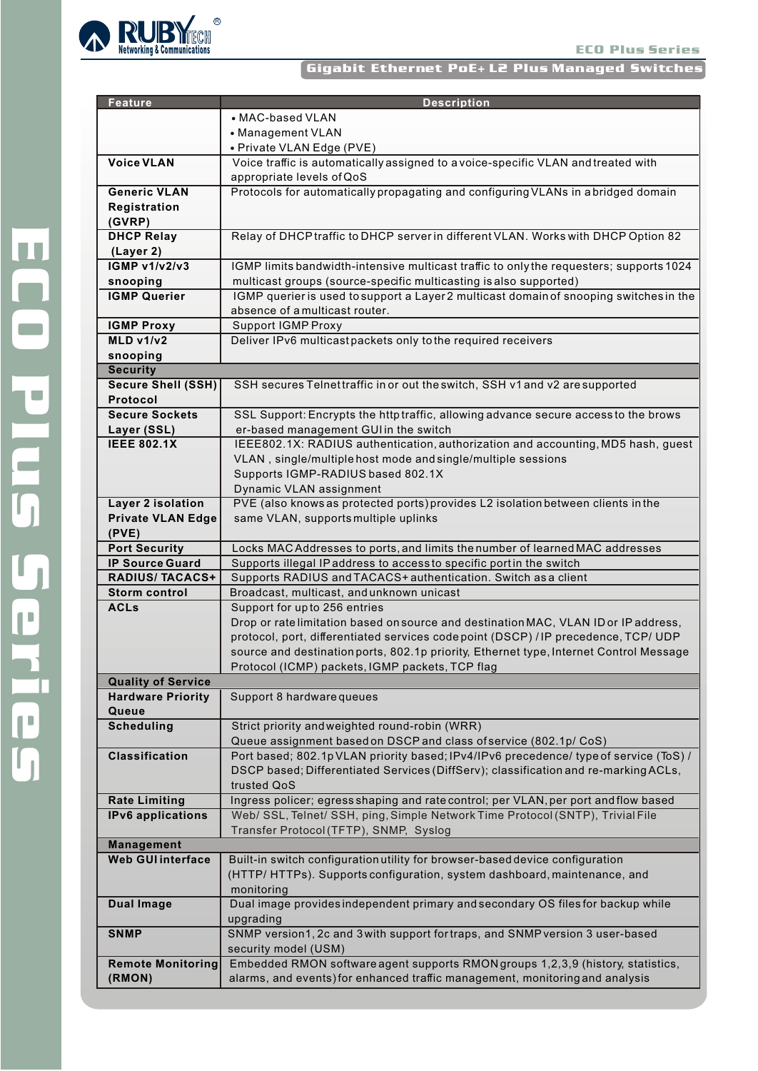| Feature | Description |
|---|---|
| | • MAC-based VLAN<br>• Management VLAN<br>• Private VLAN Edge (PVE) |
| **Voice VLAN** | Voice traffic is automatically assigned to a voice-specific VLAN and treated with appropriate levels of QoS |
| **Generic VLAN Registration (GVRP)** | Protocols for automatically propagating and configuring VLANs in a bridged domain |
| **DHCP Relay (Layer 2)** | Relay of DHCP traffic to DHCP server in different VLAN. Works with DHCP Option 82 |
| **IGMP v1/v2/v3 snooping** | IGMP limits bandwidth-intensive multicast traffic to only the requesters; supports 1024 multicast groups (source-specific multicasting is also supported) |
| **IGMP Querier** | IGMP querier is used to support a Layer 2 multicast domain of snooping switches in the absence of a multicast router. |
| **IGMP Proxy** | Support IGMP Proxy |
| **MLD v1/v2 snooping** | Deliver IPv6 multicast packets only to the required receivers |
| **Security** | |
| **Secure Shell (SSH) Protocol** | SSH secures Telnet traffic in or out the switch, SSH v1 and v2 are supported |
| **Secure Sockets Layer (SSL)** | SSL Support: Encrypts the http traffic, allowing advance secure access to the browser-based management GUI in the switch |
| **IEEE 802.1X** | IEEE802.1X: RADIUS authentication, authorization and accounting, MD5 hash, guest VLAN , single/multiple host mode and single/multiple sessions<br>Supports IGMP-RADIUS based 802.1X<br>Dynamic VLAN assignment |
| **Layer 2 isolation Private VLAN Edge (PVE)** | PVE (also knows as protected ports) provides L2 isolation between clients in the same VLAN, supports multiple uplinks |
| **Port Security** | Locks MAC Addresses to ports, and limits the number of learned MAC addresses |
| **IP Source Guard** | Supports illegal IP address to access to specific port in the switch |
| **RADIUS/ TACACS+** | Supports RADIUS and TACACS+ authentication. Switch as a client |
| **Storm control** | Broadcast, multicast, and unknown unicast |
| **ACLs** | Support for up to 256 entries<br>Drop or rate limitation based on source and destination MAC, VLAN ID or IP address, protocol, port, differentiated services code point (DSCP) / IP precedence, TCP/ UDP source and destination ports, 802.1p priority, Ethernet type, Internet Control Message Protocol (ICMP) packets, IGMP packets, TCP flag |
| **Quality of Service** | |
| **Hardware Priority Queue** | Support 8 hardware queues |
| **Scheduling** | Strict priority and weighted round-robin (WRR)<br>Queue assignment based on DSCP and class of service (802.1p/ CoS) |
| **Classification** | Port based; 802.1p VLAN priority based; IPv4/IPv6 precedence/ type of service (ToS) / DSCP based; Differentiated Services (DiffServ); classification and re-marking ACLs, trusted QoS |
| **Rate Limiting** | Ingress policer; egress shaping and rate control; per VLAN, per port and flow based |
| **IPv6 applications** | Web/ SSL, Telnet/ SSH, ping, Simple Network Time Protocol (SNTP), Trivial File Transfer Protocol (TFTP), SNMP, Syslog |
| **Management** | |
| **Web GUI interface** | Built-in switch configuration utility for browser-based device configuration (HTTP/ HTTPs). Supports configuration, system dashboard, maintenance, and monitoring |
| **Dual Image** | Dual image provides independent primary and secondary OS files for backup while upgrading |
| **SNMP** | SNMP version1, 2c and 3 with support for traps, and SNMP version 3 user-based security model (USM) |
| **Remote Monitoring (RMON)** | Embedded RMON software agent supports RMON groups 1,2,3,9 (history, statistics, alarms, and events) for enhanced traffic management, monitoring and analysis |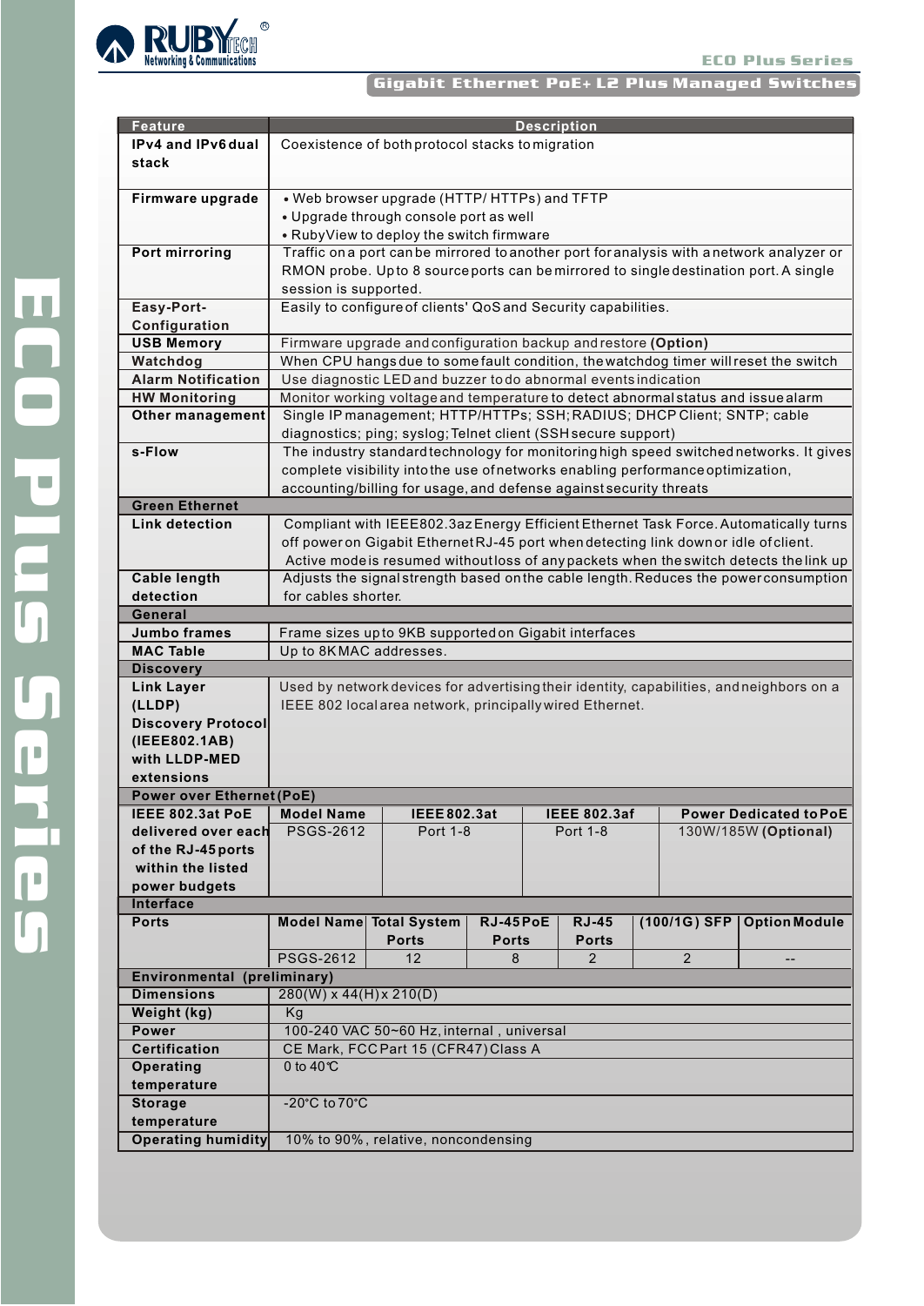| Feature | Description |
|---|---|
| IPv4 and IPv6 dual stack | Coexistence of both protocol stacks to migration |
| Firmware upgrade | • Web browser upgrade (HTTP/ HTTPs) and TFTP<br>• Upgrade through console port as well<br>• RubyView to deploy the switch firmware |
| Port mirroring | Traffic on a port can be mirrored to another port for analysis with a network analyzer or RMON probe. Up to 8 source ports can be mirrored to single destination port. A single session is supported. |
| Easy-Port-Configuration | Easily to configure of clients' QoS and Security capabilities. |
| USB Memory | Firmware upgrade and configuration backup and restore **(Option)** |
| Watchdog | When CPU hangs due to some fault condition, the watchdog timer will reset the switch |
| Alarm Notification | Use diagnostic LED and buzzer to do abnormal events indication |
| HW Monitoring | Monitor working voltage and temperature to detect abnormal status and issue alarm |
| Other management | Single IP management; HTTP/HTTPs; SSH; RADIUS; DHCP Client; SNTP; cable diagnostics; ping; syslog; Telnet client (SSH secure support) |
| s-Flow | The industry standard technology for monitoring high speed switched networks. It gives complete visibility into the use of networks enabling performance optimization, accounting/billing for usage, and defense against security threats |
| **Green Ethernet** | |
| Link detection | Compliant with IEEE802.3az Energy Efficient Ethernet Task Force. Automatically turns off power on Gigabit Ethernet RJ-45 port when detecting link down or idle of client. Active mode is resumed without loss of any packets when the switch detects the link up |
| Cable length detection | Adjusts the signal strength based on the cable length. Reduces the power consumption for cables shorter. |
| **General** | |
| Jumbo frames | Frame sizes up to 9KB supported on Gigabit interfaces |
| MAC Table | Up to 8K MAC addresses. |
| **Discovery** | |
| Link Layer (LLDP) Discovery Protocol (IEEE802.1AB) with LLDP-MED extensions | Used by network devices for advertising their identity, capabilities, and neighbors on a IEEE 802 local area network, principally wired Ethernet. |

**Power over Ethernet (PoE)**

| IEEE 802.3at PoE delivered over each of the RJ-45 ports within the listed power budgets | Model Name | IEEE 802.3at | IEEE 802.3af | Power Dedicated to PoE |
|---|---|---|---|---|
| | PSGS-2612 | Port 1-8 | Port 1-8 | 130W/185W **(Optional)** |

**Interface**

| Ports | Model Name | Total System Ports | RJ-45 PoE Ports | RJ-45 Ports | (100/1G) SFP | Option Module |
|---|---|---|---|---|---|---|
| | PSGS-2612 | 12 | 8 | 2 | 2 | -- |

**Environmental (preliminary)**

| Feature | Description |
|---|---|
| Dimensions | 280(W) x 44(H) x 210(D) |
| Weight (kg) | Kg |
| Power | 100-240 VAC 50~60 Hz, internal , universal |
| Certification | CE Mark, FCC Part 15 (CFR47) Class A |
| Operating temperature | 0 to 40℃ |
| Storage temperature | -20°C to 70°C |
| Operating humidity | 10% to 90%, relative, noncondensing |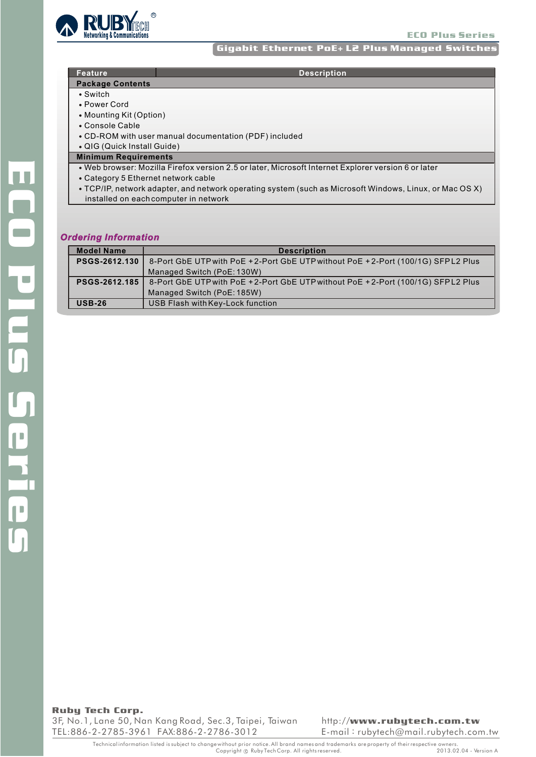| Feature | Description |
|---|---|
| **Package Contents** | |
| • Switch<br>• Power Cord<br>• Mounting Kit (Option)<br>• Console Cable<br>• CD-ROM with user manual documentation (PDF) included<br>• QIG (Quick Install Guide) | |
| **Minimum Requirements** | |
| • Web browser: Mozilla Firefox version 2.5 or later, Microsoft Internet Explorer version 6 or later<br>• Category 5 Ethernet network cable<br>• TCP/IP, network adapter, and network operating system (such as Microsoft Windows, Linux, or Mac OS X) installed on each computer in network | |

## *Ordering Information*

| Model Name | Description |
|---|---|
| **PSGS-2612.130** | 8-Port GbE UTP with PoE + 2-Port GbE UTP without PoE + 2-Port (100/1G) SFP L2 Plus Managed Switch (PoE: 130W) |
| **PSGS-2612.185** | 8-Port GbE UTP with PoE + 2-Port GbE UTP without PoE + 2-Port (100/1G) SFP L2 Plus Managed Switch (PoE: 185W) |
| **USB-26** | USB Flash with Key-Lock function |

**Ruby Tech Corp.**
3F, No.1, Lane 50, Nan Kang Road, Sec.3, Taipei, Taiwan
TEL:886-2-2785-3961 FAX:886-2-2786-3012

http://**www.rubytech.com.tw**
E-mail : rubytech@mail.rubytech.com.tw

Technical information listed is subject to change without prior notice. All brand names and trademarks are property of their respective owners.
Copyright © Ruby Tech Corp. All rights reserved. 2013.02.04 - Version A